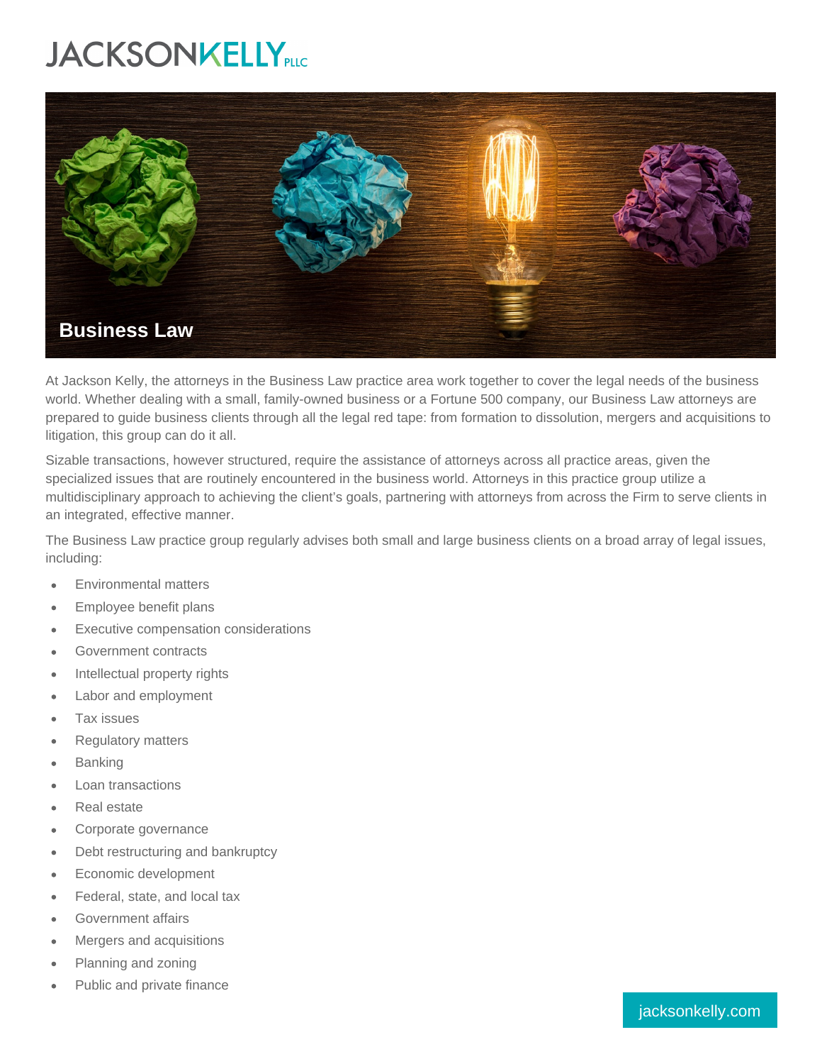# JACKSONKELLY PLLC

## Business Law

At Jackson Kelly, the attorneys in the Business Law practice area work together to cover the legal needs of the business world. Whether dealing with a small, family-owned business or a Fortune 500 company, our Business Law attorneys are prepared to guide business clients through all the legal red tape: from formation to dissolution, mergers and acquisitions to litigation, this group can do it all.

Sizable transactions, however structured, require the assistance of attorneys across all practice areas, given the specialized issues that are routinely encountered in the business world. Attorneys in this practice group utilize a multidisciplinary approach to achieving the client's goals, partnering with attorneys from across the Firm to serve clients in an integrated, effective manner.

The Business Law practice group regularly advises both small and large business clients on a broad array of legal issues, including:

- Environmental matters
- Employee benefit plans
- Executive compensation considerations
- Government contracts
- Intellectual property rights
- Labor and employment
- Tax issues
- Regulatory matters
- Banking
- Loan transactions
- Real estate
- Corporate governance
- Debt restructuring and bankruptcy
- Economic development
- Federal, state, and local tax
- Government affairs
- Mergers and acquisitions
- Planning and zoning
- Public and private finance

jacksonkelly.com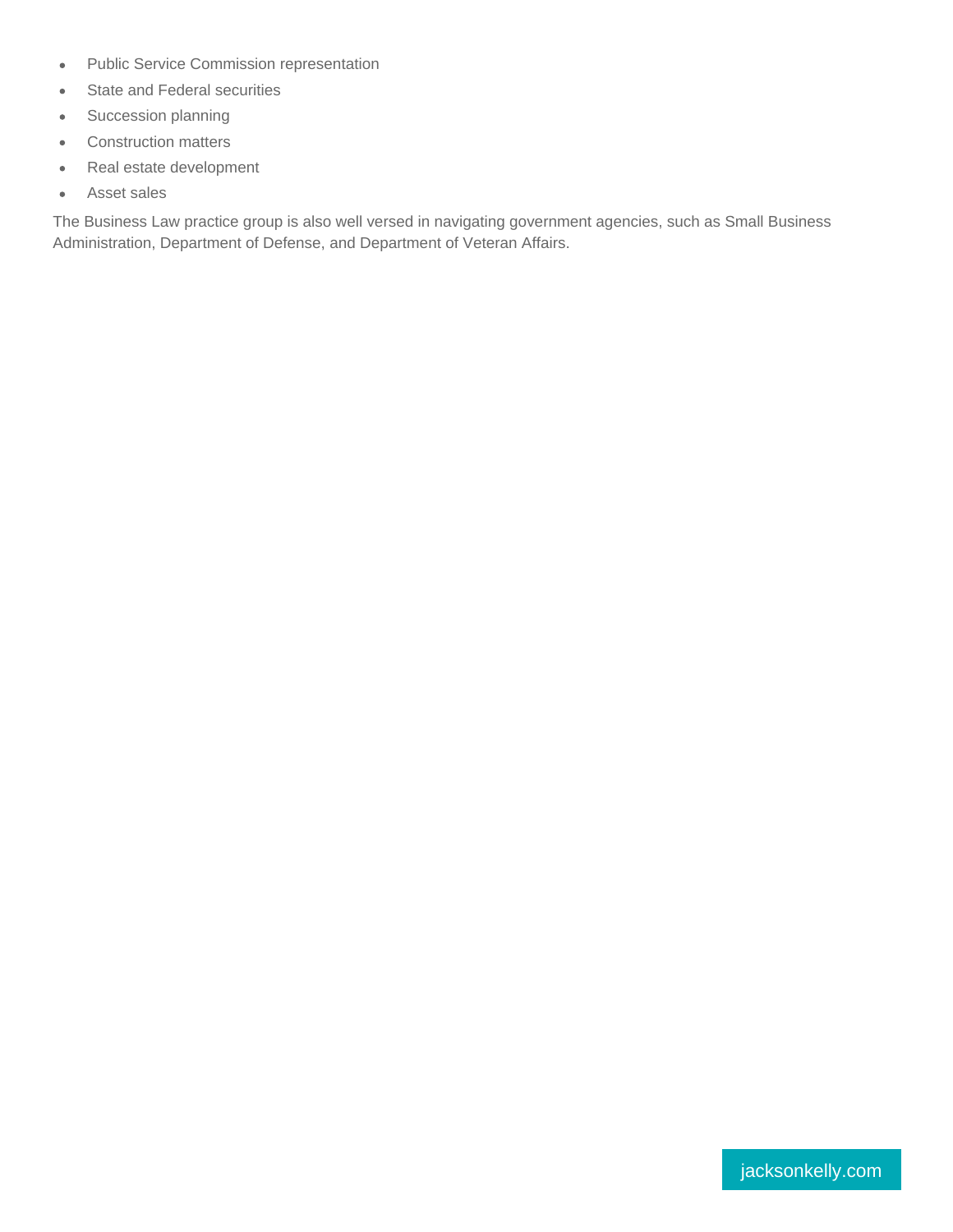- Public Service Commission representation
- State and Federal securities
- Succession planning
- Construction matters
- Real estate development
- Asset sales

The Business Law practice group is also well versed in navigating government agencies, such as Small Business Administration, Department of Defense, and Department of Veteran Affairs.